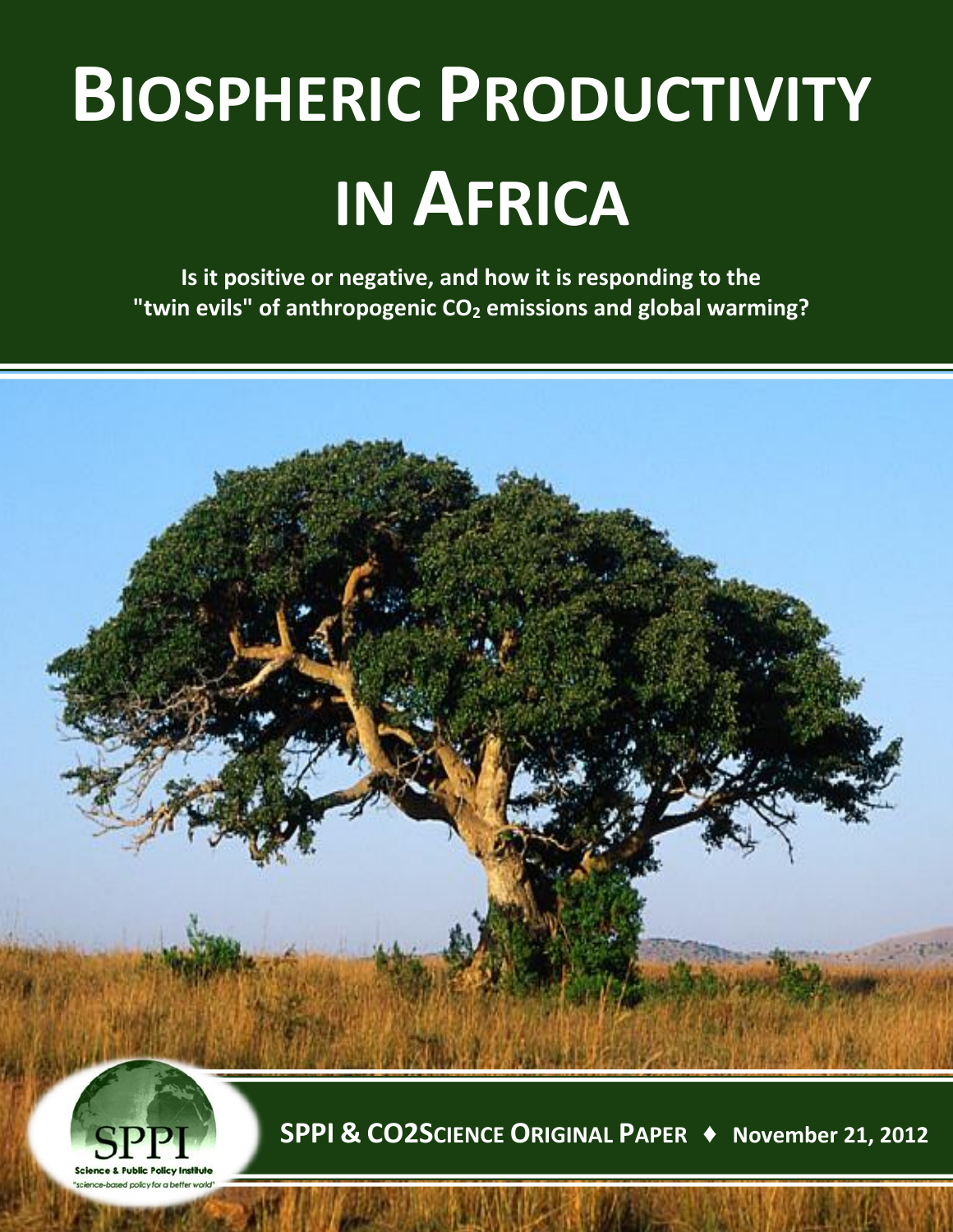# BIOSPHERIC PRODUCTIVITY IN AFRICA

**Is it positive or negative, and how it is responding to the "twin evils" of anthropogenic $CO_2$ emissions and global warming?**

SPPI
Science & Public Policy Institute
"science-based policy for a better world"

**SPPI & CO2SCIENCE ORIGINAL PAPER ♦ November 21, 2012**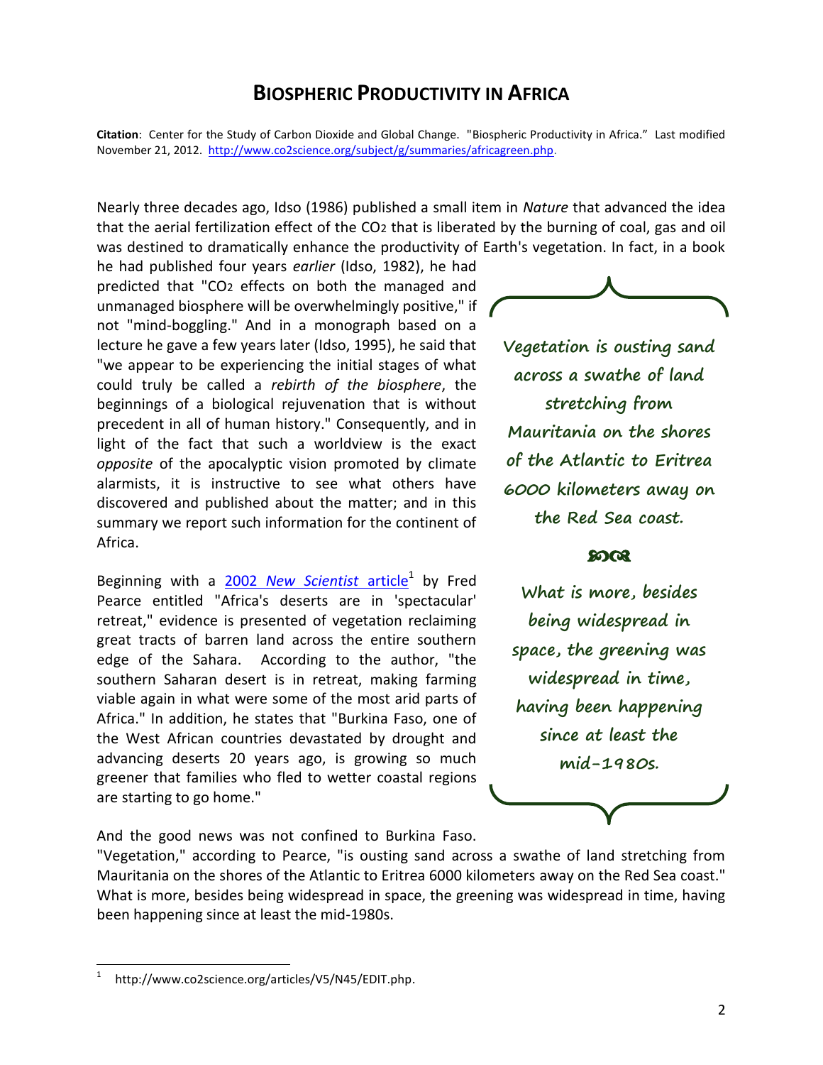# BIOSPHERIC PRODUCTIVITY IN AFRICA

**Citation**: Center for the Study of Carbon Dioxide and Global Change. "Biospheric Productivity in Africa." Last modified November 21, 2012. http://www.co2science.org/subject/g/summaries/africagreen.php.

Nearly three decades ago, Idso (1986) published a small item in *Nature* that advanced the idea that the aerial fertilization effect of the $CO_2$ that is liberated by the burning of coal, gas and oil was destined to dramatically enhance the productivity of Earth's vegetation. In fact, in a book he had published four years *earlier* (Idso, 1982), he had predicted that "$CO_2$ effects on both the managed and unmanaged biosphere will be overwhelmingly positive," if not "mind-boggling." And in a monograph based on a lecture he gave a few years later (Idso, 1995), he said that "we appear to be experiencing the initial stages of what could truly be called a *rebirth of the biosphere*, the beginnings of a biological rejuvenation that is without precedent in all of human history." Consequently, and in light of the fact that such a worldview is the exact *opposite* of the apocalyptic vision promoted by climate alarmists, it is instructive to see what others have discovered and published about the matter; and in this summary we report such information for the continent of Africa.

> Vegetation is ousting sand across a swathe of land stretching from Mauritania on the shores of the Atlantic to Eritrea 6000 kilometers away on the Red Sea coast.
>
> What is more, besides being widespread in space, the greening was widespread in time, having been happening since at least the mid-1980s.

Beginning with a 2002 *New Scientist* article[1] by Fred Pearce entitled "Africa's deserts are in 'spectacular' retreat," evidence is presented of vegetation reclaiming great tracts of barren land across the entire southern edge of the Sahara. According to the author, "the southern Saharan desert is in retreat, making farming viable again in what were some of the most arid parts of Africa." In addition, he states that "Burkina Faso, one of the West African countries devastated by drought and advancing deserts 20 years ago, is growing so much greener that families who fled to wetter coastal regions are starting to go home."

And the good news was not confined to Burkina Faso. "Vegetation," according to Pearce, "is ousting sand across a swathe of land stretching from Mauritania on the shores of the Atlantic to Eritrea 6000 kilometers away on the Red Sea coast." What is more, besides being widespread in space, the greening was widespread in time, having been happening since at least the mid-1980s.

[1] http://www.co2science.org/articles/V5/N45/EDIT.php.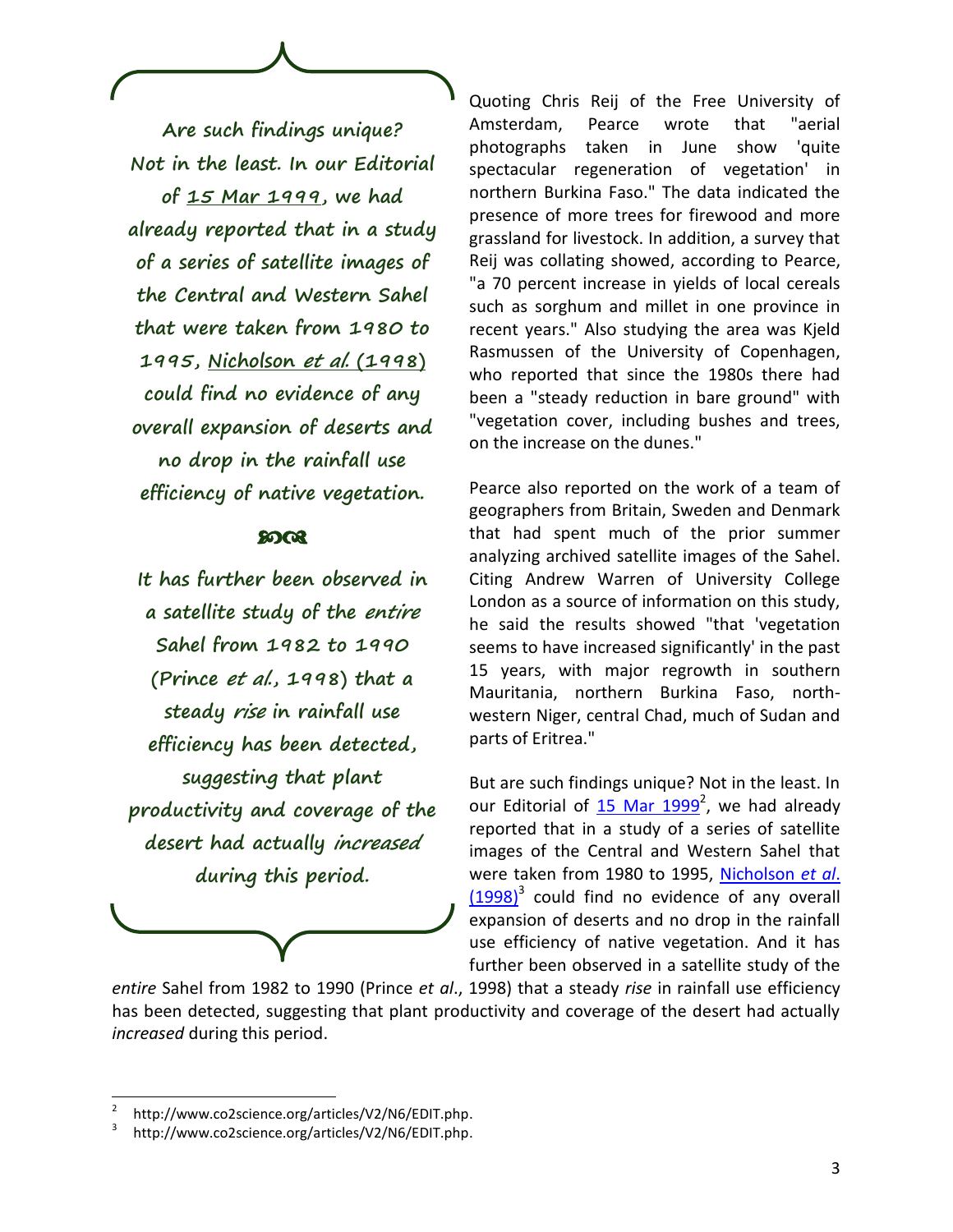> **Are such findings unique? Not in the least. In our Editorial of 15 Mar 1999, we had already reported that in a study of a series of satellite images of the Central and Western Sahel that were taken from 1980 to 1995, Nicholson *et al.* (1998) could find no evidence of any overall expansion of deserts and no drop in the rainfall use efficiency of native vegetation.**
>
> ꕥ
>
> **It has further been observed in a satellite study of the *entire* Sahel from 1982 to 1990 (Prince *et al.*, 1998) that a steady *rise* in rainfall use efficiency has been detected, suggesting that plant productivity and coverage of the desert had actually *increased* during this period.**

Quoting Chris Reij of the Free University of Amsterdam, Pearce wrote that "aerial photographs taken in June show 'quite spectacular regeneration of vegetation' in northern Burkina Faso." The data indicated the presence of more trees for firewood and more grassland for livestock. In addition, a survey that Reij was collating showed, according to Pearce, "a 70 percent increase in yields of local cereals such as sorghum and millet in one province in recent years." Also studying the area was Kjeld Rasmussen of the University of Copenhagen, who reported that since the 1980s there had been a "steady reduction in bare ground" with "vegetation cover, including bushes and trees, on the increase on the dunes."

Pearce also reported on the work of a team of geographers from Britain, Sweden and Denmark that had spent much of the prior summer analyzing archived satellite images of the Sahel. Citing Andrew Warren of University College London as a source of information on this study, he said the results showed "that 'vegetation seems to have increased significantly' in the past 15 years, with major regrowth in southern Mauritania, northern Burkina Faso, north-western Niger, central Chad, much of Sudan and parts of Eritrea."

But are such findings unique? Not in the least. In our Editorial of 15 Mar 1999[2], we had already reported that in a study of a series of satellite images of the Central and Western Sahel that were taken from 1980 to 1995, Nicholson *et al.* (1998)[3] could find no evidence of any overall expansion of deserts and no drop in the rainfall use efficiency of native vegetation. And it has further been observed in a satellite study of the *entire* Sahel from 1982 to 1990 (Prince *et al*., 1998) that a steady *rise* in rainfall use efficiency has been detected, suggesting that plant productivity and coverage of the desert had actually *increased* during this period.

---

[2] http://www.co2science.org/articles/V2/N6/EDIT.php.

[3] http://www.co2science.org/articles/V2/N6/EDIT.php.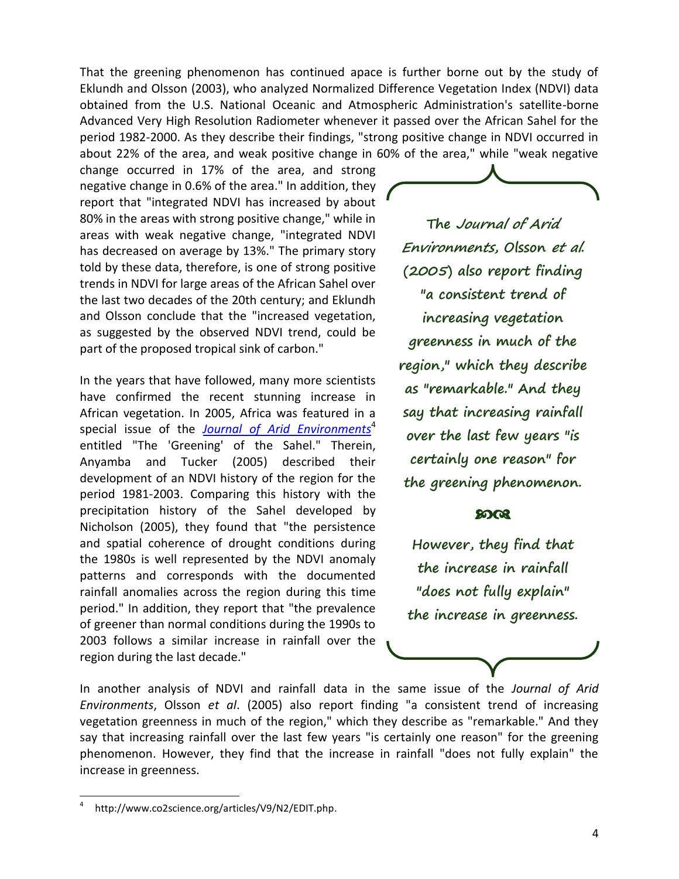That the greening phenomenon has continued apace is further borne out by the study of Eklundh and Olsson (2003), who analyzed Normalized Difference Vegetation Index (NDVI) data obtained from the U.S. National Oceanic and Atmospheric Administration's satellite-borne Advanced Very High Resolution Radiometer whenever it passed over the African Sahel for the period 1982-2000. As they describe their findings, "strong positive change in NDVI occurred in about 22% of the area, and weak positive change in 60% of the area," while "weak negative change occurred in 17% of the area, and strong negative change in 0.6% of the area." In addition, they report that "integrated NDVI has increased by about 80% in the areas with strong positive change," while in areas with weak negative change, "integrated NDVI has decreased on average by 13%." The primary story told by these data, therefore, is one of strong positive trends in NDVI for large areas of the African Sahel over the last two decades of the 20th century; and Eklundh and Olsson conclude that the "increased vegetation, as suggested by the observed NDVI trend, could be part of the proposed tropical sink of carbon."

In the years that have followed, many more scientists have confirmed the recent stunning increase in African vegetation. In 2005, Africa was featured in a special issue of the *Journal of Arid Environments*[4] entitled "The 'Greening' of the Sahel." Therein, Anyamba and Tucker (2005) described their development of an NDVI history of the region for the period 1981-2003. Comparing this history with the precipitation history of the Sahel developed by Nicholson (2005), they found that "the persistence and spatial coherence of drought conditions during the 1980s is well represented by the NDVI anomaly patterns and corresponds with the documented rainfall anomalies across the region during this time period." In addition, they report that "the prevalence of greener than normal conditions during the 1990s to 2003 follows a similar increase in rainfall over the region during the last decade."

> **The *Journal of Arid Environments*, Olsson *et al.* (2005) also report finding "a consistent trend of increasing vegetation greenness in much of the region," which they describe as "remarkable." And they say that increasing rainfall over the last few years "is certainly one reason" for the greening phenomenon.**
>
> **However, they find that the increase in rainfall "does not fully explain" the increase in greenness.**

In another analysis of NDVI and rainfall data in the same issue of the *Journal of Arid Environments*, Olsson *et al*. (2005) also report finding "a consistent trend of increasing vegetation greenness in much of the region," which they describe as "remarkable." And they say that increasing rainfall over the last few years "is certainly one reason" for the greening phenomenon. However, they find that the increase in rainfall "does not fully explain" the increase in greenness.

---

[4] http://www.co2science.org/articles/V9/N2/EDIT.php.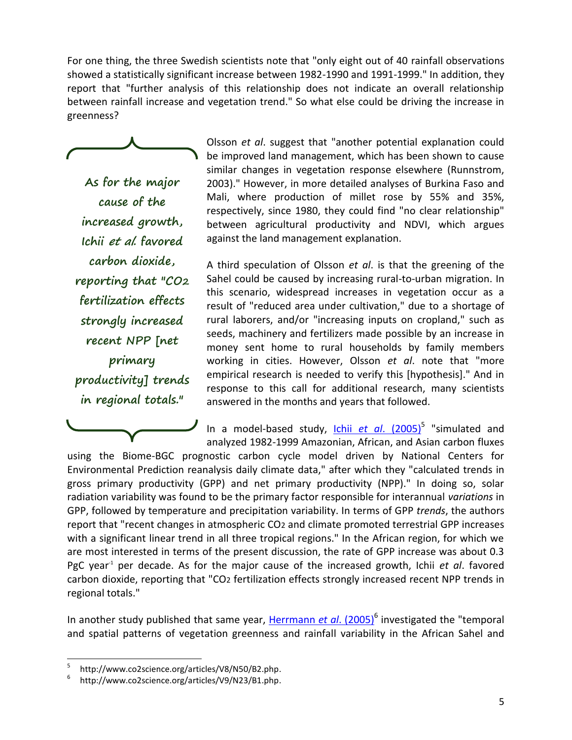For one thing, the three Swedish scientists note that "only eight out of 40 rainfall observations showed a statistically significant increase between 1982-1990 and 1991-1999." In addition, they report that "further analysis of this relationship does not indicate an overall relationship between rainfall increase and vegetation trend." So what else could be driving the increase in greenness?

> *As for the major cause of the increased growth, Ichii et al. favored carbon dioxide, reporting that "$CO_2$ fertilization effects strongly increased recent NPP [net primary productivity] trends in regional totals."*

Olsson *et al*. suggest that "another potential explanation could be improved land management, which has been shown to cause similar changes in vegetation response elsewhere (Runnstrom, 2003)." However, in more detailed analyses of Burkina Faso and Mali, where production of millet rose by 55% and 35%, respectively, since 1980, they could find "no clear relationship" between agricultural productivity and NDVI, which argues against the land management explanation.

A third speculation of Olsson *et al*. is that the greening of the Sahel could be caused by increasing rural-to-urban migration. In this scenario, widespread increases in vegetation occur as a result of "reduced area under cultivation," due to a shortage of rural laborers, and/or "increasing inputs on cropland," such as seeds, machinery and fertilizers made possible by an increase in money sent home to rural households by family members working in cities. However, Olsson *et al*. note that "more empirical research is needed to verify this [hypothesis]." And in response to this call for additional research, many scientists answered in the months and years that followed.

In a model-based study, Ichii *et al*. (2005)[5] "simulated and analyzed 1982-1999 Amazonian, African, and Asian carbon fluxes using the Biome-BGC prognostic carbon cycle model driven by National Centers for Environmental Prediction reanalysis daily climate data," after which they "calculated trends in gross primary productivity (GPP) and net primary productivity (NPP)." In doing so, solar radiation variability was found to be the primary factor responsible for interannual *variations* in GPP, followed by temperature and precipitation variability. In terms of GPP *trends*, the authors report that "recent changes in atmospheric $CO_2$ and climate promoted terrestrial GPP increases with a significant linear trend in all three tropical regions." In the African region, for which we are most interested in terms of the present discussion, the rate of GPP increase was about 0.3 PgC $year^{-1}$ per decade. As for the major cause of the increased growth, Ichii *et al*. favored carbon dioxide, reporting that "$CO_2$ fertilization effects strongly increased recent NPP trends in regional totals."

In another study published that same year, Herrmann *et al*. (2005)[6] investigated the "temporal and spatial patterns of vegetation greenness and rainfall variability in the African Sahel and

---

[5] http://www.co2science.org/articles/V8/N50/B2.php.

[6] http://www.co2science.org/articles/V9/N23/B1.php.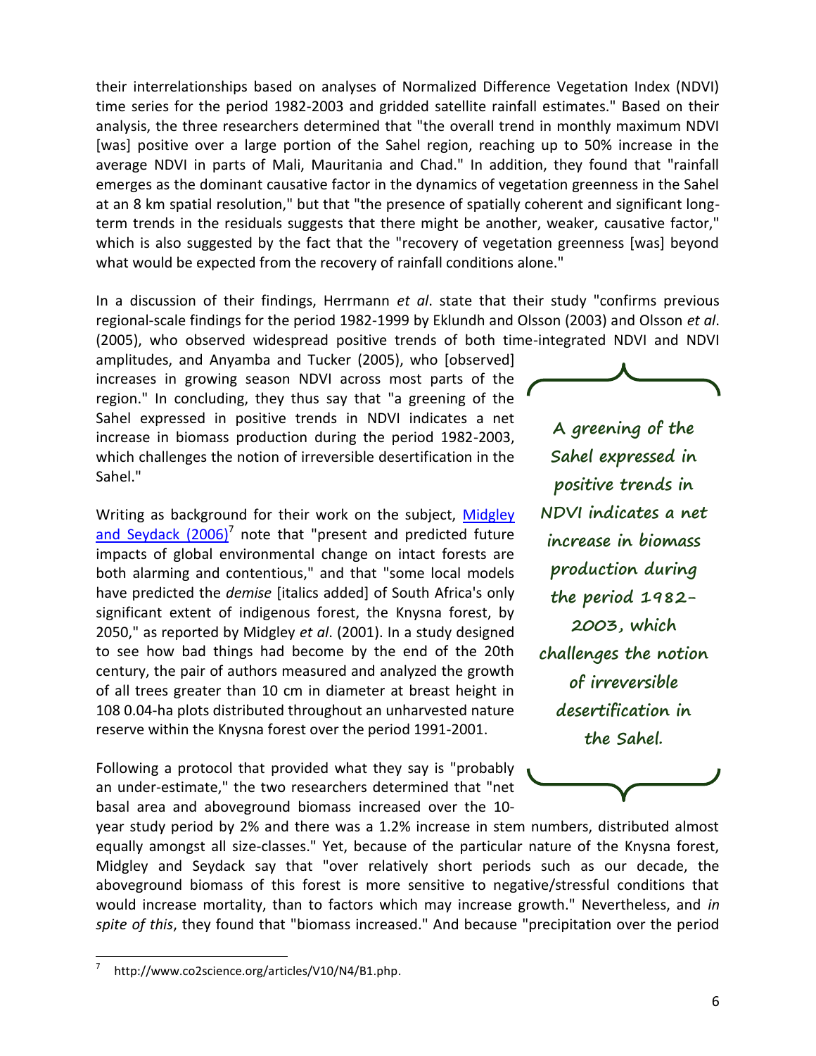their interrelationships based on analyses of Normalized Difference Vegetation Index (NDVI) time series for the period 1982-2003 and gridded satellite rainfall estimates." Based on their analysis, the three researchers determined that "the overall trend in monthly maximum NDVI [was] positive over a large portion of the Sahel region, reaching up to 50% increase in the average NDVI in parts of Mali, Mauritania and Chad." In addition, they found that "rainfall emerges as the dominant causative factor in the dynamics of vegetation greenness in the Sahel at an 8 km spatial resolution," but that "the presence of spatially coherent and significant long-term trends in the residuals suggests that there might be another, weaker, causative factor," which is also suggested by the fact that the "recovery of vegetation greenness [was] beyond what would be expected from the recovery of rainfall conditions alone."

In a discussion of their findings, Herrmann *et al*. state that their study "confirms previous regional-scale findings for the period 1982-1999 by Eklundh and Olsson (2003) and Olsson *et al*. (2005), who observed widespread positive trends of both time-integrated NDVI and NDVI amplitudes, and Anyamba and Tucker (2005), who [observed] increases in growing season NDVI across most parts of the region." In concluding, they thus say that "a greening of the Sahel expressed in positive trends in NDVI indicates a net increase in biomass production during the period 1982-2003, which challenges the notion of irreversible desertification in the Sahel."

> **A greening of the Sahel expressed in positive trends in NDVI indicates a net increase in biomass production during the period 1982-2003, which challenges the notion of irreversible desertification in the Sahel.**

Writing as background for their work on the subject, Midgley and Seydack (2006)[7] note that "present and predicted future impacts of global environmental change on intact forests are both alarming and contentious," and that "some local models have predicted the *demise* [italics added] of South Africa's only significant extent of indigenous forest, the Knysna forest, by 2050," as reported by Midgley *et al*. (2001). In a study designed to see how bad things had become by the end of the 20th century, the pair of authors measured and analyzed the growth of all trees greater than 10 cm in diameter at breast height in 108 0.04-ha plots distributed throughout an unharvested nature reserve within the Knysna forest over the period 1991-2001.

Following a protocol that provided what they say is "probably an under-estimate," the two researchers determined that "net basal area and aboveground biomass increased over the 10-year study period by 2% and there was a 1.2% increase in stem numbers, distributed almost equally amongst all size-classes." Yet, because of the particular nature of the Knysna forest, Midgley and Seydack say that "over relatively short periods such as our decade, the aboveground biomass of this forest is more sensitive to negative/stressful conditions that would increase mortality, than to factors which may increase growth." Nevertheless, and *in spite of this*, they found that "biomass increased." And because "precipitation over the period

---

[7] http://www.co2science.org/articles/V10/N4/B1.php.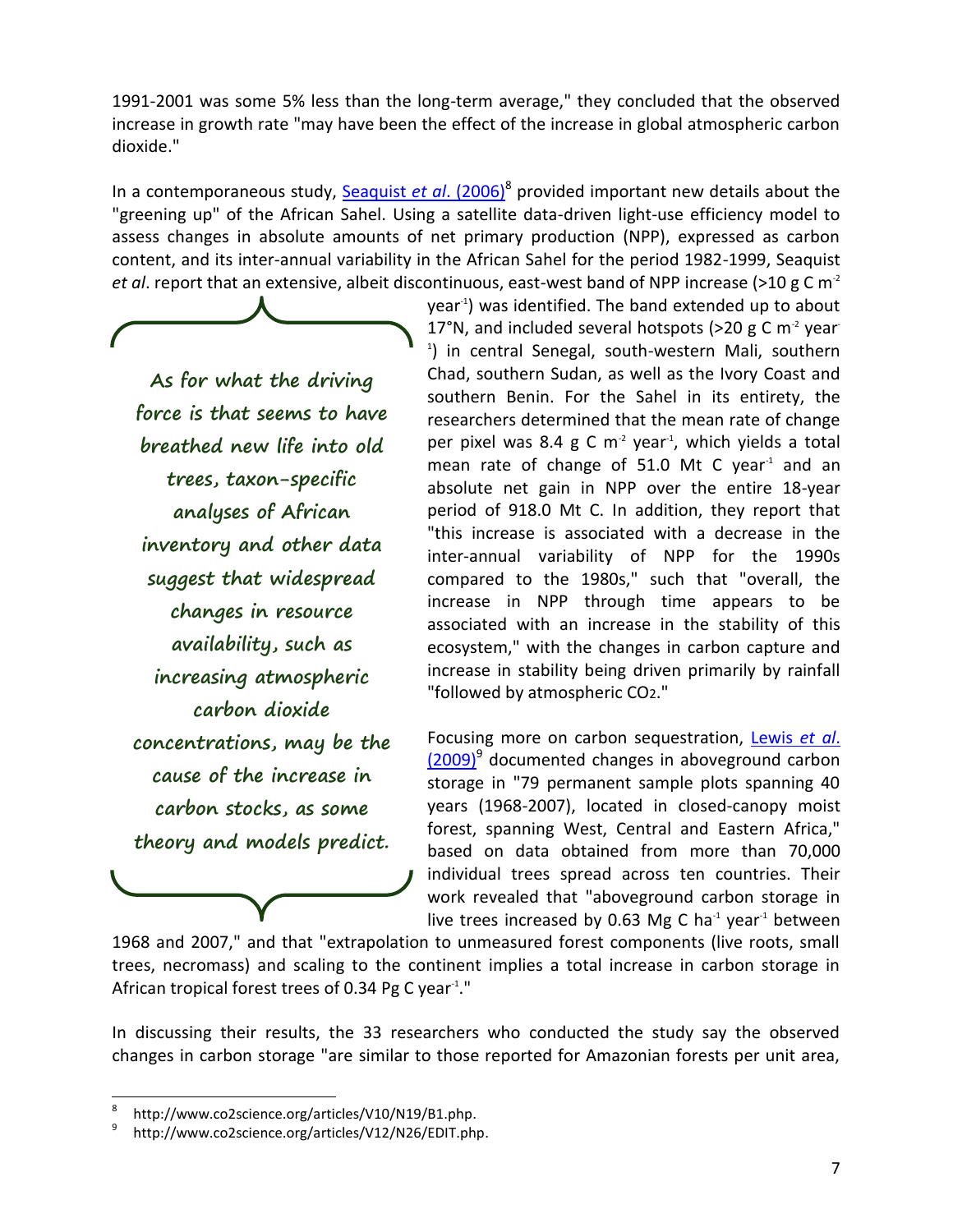1991-2001 was some 5% less than the long-term average," they concluded that the observed increase in growth rate "may have been the effect of the increase in global atmospheric carbon dioxide."

In a contemporaneous study, [Seaquist *et al*. (2006)][8] provided important new details about the "greening up" of the African Sahel. Using a satellite data-driven light-use efficiency model to assess changes in absolute amounts of net primary production (NPP), expressed as carbon content, and its inter-annual variability in the African Sahel for the period 1982-1999, Seaquist *et al*. report that an extensive, albeit discontinuous, east-west band of NPP increase (>10 g C $m^{-2}$ $year^{-1}$) was identified. The band extended up to about 17°N, and included several hotspots (>20 g C $m^{-2}$ $year^{-1}$) in central Senegal, south-western Mali, southern Chad, southern Sudan, as well as the Ivory Coast and southern Benin. For the Sahel in its entirety, the researchers determined that the mean rate of change per pixel was 8.4 g C $m^{-2}$ $year^{-1}$, which yields a total mean rate of change of 51.0 Mt C $year^{-1}$ and an absolute net gain in NPP over the entire 18-year period of 918.0 Mt C. In addition, they report that "this increase is associated with a decrease in the inter-annual variability of NPP for the 1990s compared to the 1980s," such that "overall, the increase in NPP through time appears to be associated with an increase in the stability of this ecosystem," with the changes in carbon capture and increase in stability being driven primarily by rainfall "followed by atmospheric $CO_2$."

> **As for what the driving force is that seems to have breathed new life into old trees, taxon-specific analyses of African inventory and other data suggest that widespread changes in resource availability, such as increasing atmospheric carbon dioxide concentrations, may be the cause of the increase in carbon stocks, as some theory and models predict.**

Focusing more on carbon sequestration, [Lewis *et al*. (2009)][9] documented changes in aboveground carbon storage in "79 permanent sample plots spanning 40 years (1968-2007), located in closed-canopy moist forest, spanning West, Central and Eastern Africa," based on data obtained from more than 70,000 individual trees spread across ten countries. Their work revealed that "aboveground carbon storage in live trees increased by 0.63 Mg C $ha^{-1}$ $year^{-1}$ between 1968 and 2007," and that "extrapolation to unmeasured forest components (live roots, small trees, necromass) and scaling to the continent implies a total increase in carbon storage in African tropical forest trees of 0.34 Pg C $year^{-1}$."

In discussing their results, the 33 researchers who conducted the study say the observed changes in carbon storage "are similar to those reported for Amazonian forests per unit area,

---

[8] http://www.co2science.org/articles/V10/N19/B1.php.

[9] http://www.co2science.org/articles/V12/N26/EDIT.php.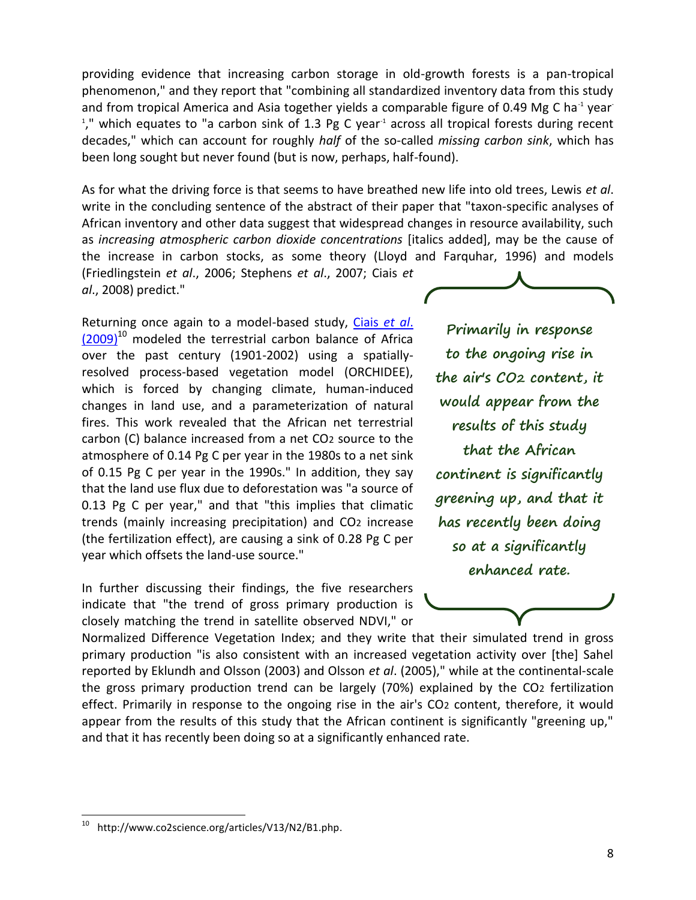providing evidence that increasing carbon storage in old-growth forests is a pan-tropical phenomenon," and they report that "combining all standardized inventory data from this study and from tropical America and Asia together yields a comparable figure of 0.49 Mg C $ha^{-1}$ $year^{-1}$," which equates to "a carbon sink of 1.3 Pg C $year^{-1}$ across all tropical forests during recent decades," which can account for roughly *half* of the so-called *missing carbon sink*, which has been long sought but never found (but is now, perhaps, half-found).

As for what the driving force is that seems to have breathed new life into old trees, Lewis *et al*. write in the concluding sentence of the abstract of their paper that "taxon-specific analyses of African inventory and other data suggest that widespread changes in resource availability, such as *increasing atmospheric carbon dioxide concentrations* [italics added], may be the cause of the increase in carbon stocks, as some theory (Lloyd and Farquhar, 1996) and models (Friedlingstein *et al*., 2006; Stephens *et al*., 2007; Ciais *et al*., 2008) predict."

Returning once again to a model-based study, Ciais *et al*. (2009)[10] modeled the terrestrial carbon balance of Africa over the past century (1901-2002) using a spatially-resolved process-based vegetation model (ORCHIDEE), which is forced by changing climate, human-induced changes in land use, and a parameterization of natural fires. This work revealed that the African net terrestrial carbon (C) balance increased from a net $CO_2$ source to the atmosphere of 0.14 Pg C per year in the 1980s to a net sink of 0.15 Pg C per year in the 1990s." In addition, they say that the land use flux due to deforestation was "a source of 0.13 Pg C per year," and that "this implies that climatic trends (mainly increasing precipitation) and $CO_2$ increase (the fertilization effect), are causing a sink of 0.28 Pg C per year which offsets the land-use source."

> Primarily in response to the ongoing rise in the air's $CO_2$ content, it would appear from the results of this study that the African continent is significantly greening up, and that it has recently been doing so at a significantly enhanced rate.

In further discussing their findings, the five researchers indicate that "the trend of gross primary production is closely matching the trend in satellite observed NDVI," or Normalized Difference Vegetation Index; and they write that their simulated trend in gross primary production "is also consistent with an increased vegetation activity over [the] Sahel reported by Eklundh and Olsson (2003) and Olsson *et al*. (2005)," while at the continental-scale the gross primary production trend can be largely (70%) explained by the $CO_2$ fertilization effect. Primarily in response to the ongoing rise in the air's $CO_2$ content, therefore, it would appear from the results of this study that the African continent is significantly "greening up," and that it has recently been doing so at a significantly enhanced rate.

---

[10] http://www.co2science.org/articles/V13/N2/B1.php.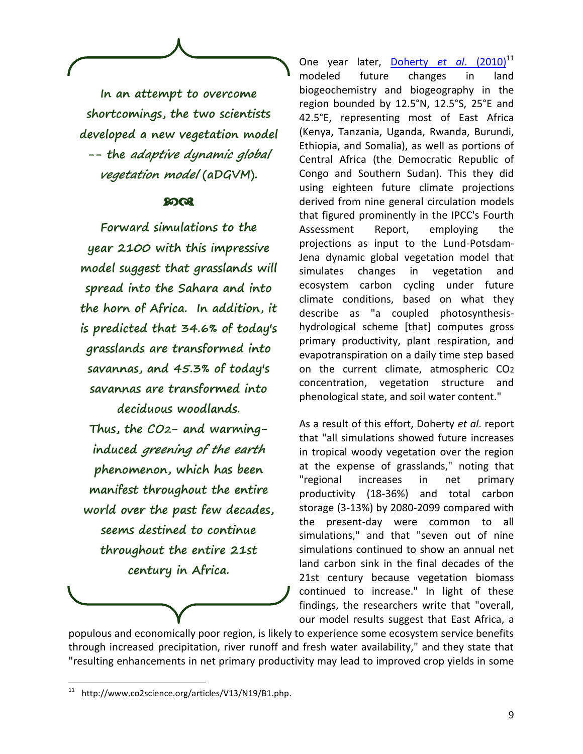*In an attempt to overcome shortcomings, the two scientists developed a new vegetation model -- the adaptive dynamic global vegetation model (aDGVM).*

ꕥ

*Forward simulations to the year 2100 with this impressive model suggest that grasslands will spread into the Sahara and into the horn of Africa. In addition, it is predicted that 34.6% of today's grasslands are transformed into savannas, and 45.3% of today's savannas are transformed into deciduous woodlands. Thus, the $CO_2$- and warming-induced greening of the earth phenomenon, which has been manifest throughout the entire world over the past few decades, seems destined to continue throughout the entire 21st century in Africa.*

One year later, [Doherty *et al*. (2010)][11] modeled future changes in land biogeochemistry and biogeography in the region bounded by 12.5°N, 12.5°S, 25°E and 42.5°E, representing most of East Africa (Kenya, Tanzania, Uganda, Rwanda, Burundi, Ethiopia, and Somalia), as well as portions of Central Africa (the Democratic Republic of Congo and Southern Sudan). This they did using eighteen future climate projections derived from nine general circulation models that figured prominently in the IPCC's Fourth Assessment Report, employing the projections as input to the Lund-Potsdam-Jena dynamic global vegetation model that simulates changes in vegetation and ecosystem carbon cycling under future climate conditions, based on what they describe as "a coupled photosynthesis-hydrological scheme [that] computes gross primary productivity, plant respiration, and evapotranspiration on a daily time step based on the current climate, atmospheric $CO_2$ concentration, vegetation structure and phenological state, and soil water content."

As a result of this effort, Doherty *et al*. report that "all simulations showed future increases in tropical woody vegetation over the region at the expense of grasslands," noting that "regional increases in net primary productivity (18-36%) and total carbon storage (3-13%) by 2080-2099 compared with the present-day were common to all simulations," and that "seven out of nine simulations continued to show an annual net land carbon sink in the final decades of the 21st century because vegetation biomass continued to increase." In light of these findings, the researchers write that "overall, our model results suggest that East Africa, a populous and economically poor region, is likely to experience some ecosystem service benefits through increased precipitation, river runoff and fresh water availability," and they state that "resulting enhancements in net primary productivity may lead to improved crop yields in some

[11] http://www.co2science.org/articles/V13/N19/B1.php.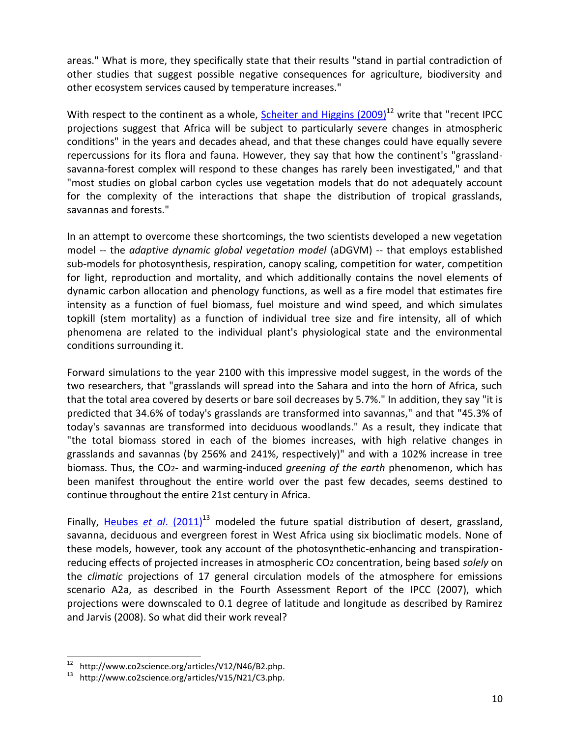areas." What is more, they specifically state that their results "stand in partial contradiction of other studies that suggest possible negative consequences for agriculture, biodiversity and other ecosystem services caused by temperature increases."

With respect to the continent as a whole, [Scheiter and Higgins (2009)][12] write that "recent IPCC projections suggest that Africa will be subject to particularly severe changes in atmospheric conditions" in the years and decades ahead, and that these changes could have equally severe repercussions for its flora and fauna. However, they say that how the continent's "grassland-savanna-forest complex will respond to these changes has rarely been investigated," and that "most studies on global carbon cycles use vegetation models that do not adequately account for the complexity of the interactions that shape the distribution of tropical grasslands, savannas and forests."

In an attempt to overcome these shortcomings, the two scientists developed a new vegetation model -- the *adaptive dynamic global vegetation model* (aDGVM) -- that employs established sub-models for photosynthesis, respiration, canopy scaling, competition for water, competition for light, reproduction and mortality, and which additionally contains the novel elements of dynamic carbon allocation and phenology functions, as well as a fire model that estimates fire intensity as a function of fuel biomass, fuel moisture and wind speed, and which simulates topkill (stem mortality) as a function of individual tree size and fire intensity, all of which phenomena are related to the individual plant's physiological state and the environmental conditions surrounding it.

Forward simulations to the year 2100 with this impressive model suggest, in the words of the two researchers, that "grasslands will spread into the Sahara and into the horn of Africa, such that the total area covered by deserts or bare soil decreases by 5.7%." In addition, they say "it is predicted that 34.6% of today's grasslands are transformed into savannas," and that "45.3% of today's savannas are transformed into deciduous woodlands." As a result, they indicate that "the total biomass stored in each of the biomes increases, with high relative changes in grasslands and savannas (by 256% and 241%, respectively)" and with a 102% increase in tree biomass. Thus, the $CO_2$- and warming-induced *greening of the earth* phenomenon, which has been manifest throughout the entire world over the past few decades, seems destined to continue throughout the entire 21st century in Africa.

Finally, [Heubes *et al*. (2011)][13] modeled the future spatial distribution of desert, grassland, savanna, deciduous and evergreen forest in West Africa using six bioclimatic models. None of these models, however, took any account of the photosynthetic-enhancing and transpiration-reducing effects of projected increases in atmospheric $CO_2$ concentration, being based *solely* on the *climatic* projections of 17 general circulation models of the atmosphere for emissions scenario A2a, as described in the Fourth Assessment Report of the IPCC (2007), which projections were downscaled to 0.1 degree of latitude and longitude as described by Ramirez and Jarvis (2008). So what did their work reveal?

---

[12] http://www.co2science.org/articles/V12/N46/B2.php.

[13] http://www.co2science.org/articles/V15/N21/C3.php.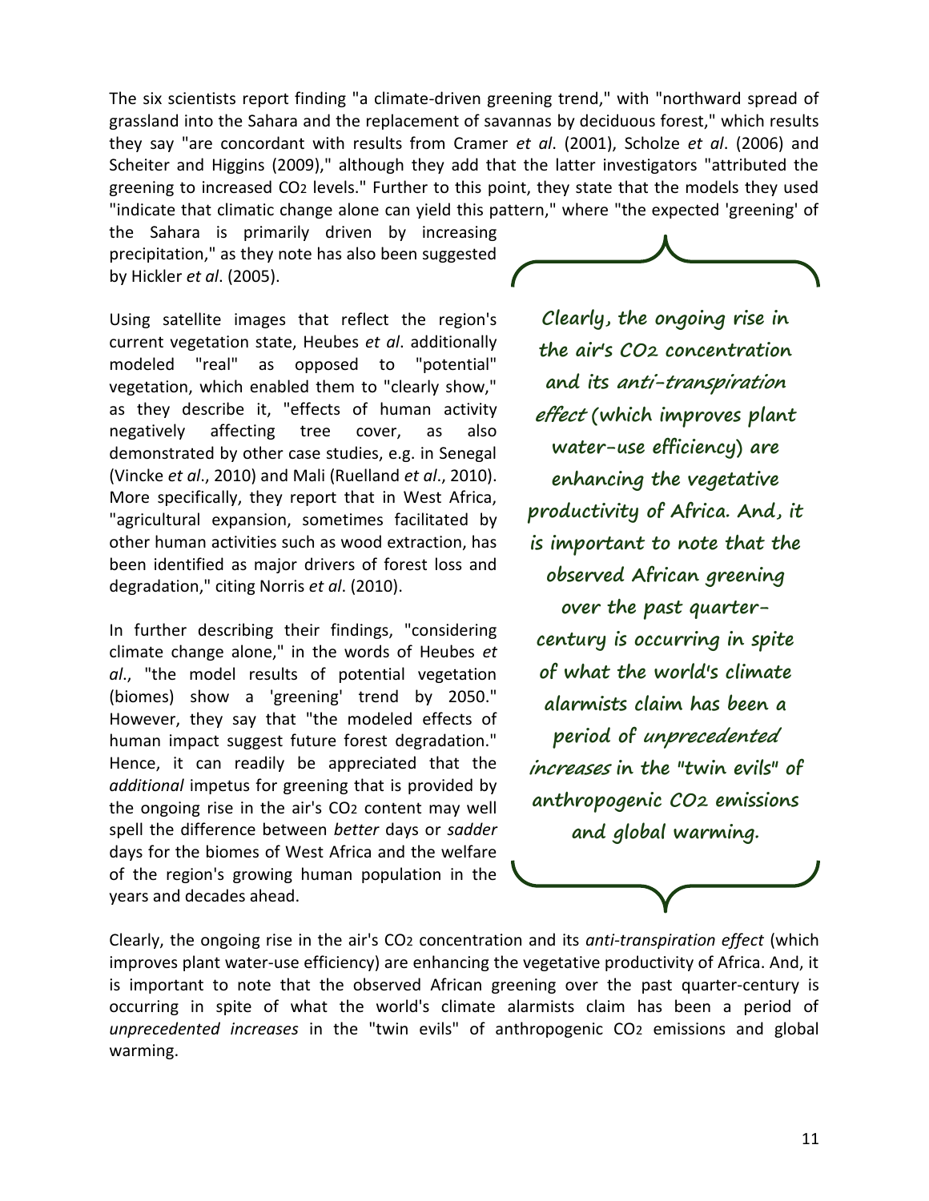The six scientists report finding "a climate-driven greening trend," with "northward spread of grassland into the Sahara and the replacement of savannas by deciduous forest," which results they say "are concordant with results from Cramer *et al*. (2001), Scholze *et al*. (2006) and Scheiter and Higgins (2009)," although they add that the latter investigators "attributed the greening to increased $CO_2$ levels." Further to this point, they state that the models they used "indicate that climatic change alone can yield this pattern," where "the expected 'greening' of the Sahara is primarily driven by increasing precipitation," as they note has also been suggested by Hickler *et al*. (2005).

Using satellite images that reflect the region's current vegetation state, Heubes *et al*. additionally modeled "real" as opposed to "potential" vegetation, which enabled them to "clearly show," as they describe it, "effects of human activity negatively affecting tree cover, as also demonstrated by other case studies, e.g. in Senegal (Vincke *et al*., 2010) and Mali (Ruelland *et al*., 2010). More specifically, they report that in West Africa, "agricultural expansion, sometimes facilitated by other human activities such as wood extraction, has been identified as major drivers of forest loss and degradation," citing Norris *et al*. (2010).

In further describing their findings, "considering climate change alone," in the words of Heubes *et al*., "the model results of potential vegetation (biomes) show a 'greening' trend by 2050." However, they say that "the modeled effects of human impact suggest future forest degradation." Hence, it can readily be appreciated that the *additional* impetus for greening that is provided by the ongoing rise in the air's $CO_2$ content may well spell the difference between *better* days or *sadder* days for the biomes of West Africa and the welfare of the region's growing human population in the years and decades ahead.

> **Clearly, the ongoing rise in the air's $CO_2$ concentration and its *anti-transpiration effect* (which improves plant water-use efficiency) are enhancing the vegetative productivity of Africa. And, it is important to note that the observed African greening over the past quarter-century is occurring in spite of what the world's climate alarmists claim has been a period of *unprecedented increases* in the "twin evils" of anthropogenic $CO_2$ emissions and global warming.**

Clearly, the ongoing rise in the air's $CO_2$ concentration and its *anti-transpiration effect* (which improves plant water-use efficiency) are enhancing the vegetative productivity of Africa. And, it is important to note that the observed African greening over the past quarter-century is occurring in spite of what the world's climate alarmists claim has been a period of *unprecedented increases* in the "twin evils" of anthropogenic $CO_2$ emissions and global warming.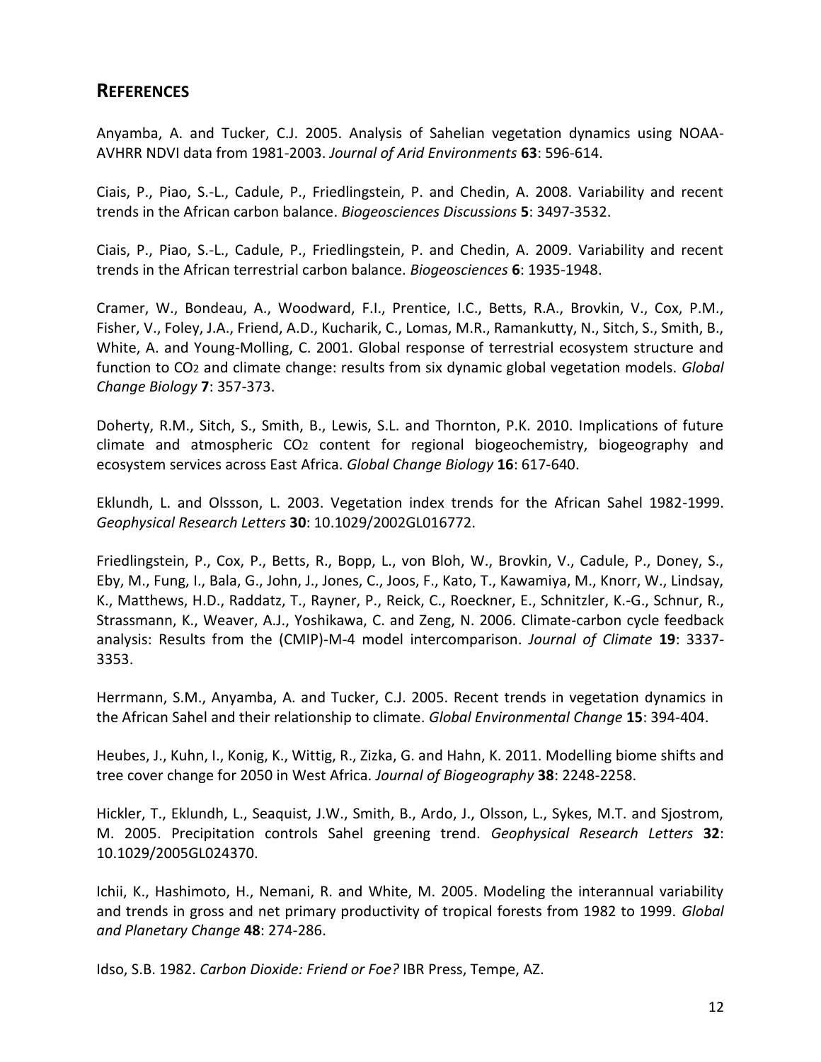## REFERENCES

Anyamba, A. and Tucker, C.J. 2005. Analysis of Sahelian vegetation dynamics using NOAA-AVHRR NDVI data from 1981-2003. *Journal of Arid Environments* **63**: 596-614.

Ciais, P., Piao, S.-L., Cadule, P., Friedlingstein, P. and Chedin, A. 2008. Variability and recent trends in the African carbon balance. *Biogeosciences Discussions* **5**: 3497-3532.

Ciais, P., Piao, S.-L., Cadule, P., Friedlingstein, P. and Chedin, A. 2009. Variability and recent trends in the African terrestrial carbon balance. *Biogeosciences* **6**: 1935-1948.

Cramer, W., Bondeau, A., Woodward, F.I., Prentice, I.C., Betts, R.A., Brovkin, V., Cox, P.M., Fisher, V., Foley, J.A., Friend, A.D., Kucharik, C., Lomas, M.R., Ramankutty, N., Sitch, S., Smith, B., White, A. and Young-Molling, C. 2001. Global response of terrestrial ecosystem structure and function to $CO_2$ and climate change: results from six dynamic global vegetation models. *Global Change Biology* **7**: 357-373.

Doherty, R.M., Sitch, S., Smith, B., Lewis, S.L. and Thornton, P.K. 2010. Implications of future climate and atmospheric $CO_2$ content for regional biogeochemistry, biogeography and ecosystem services across East Africa. *Global Change Biology* **16**: 617-640.

Eklundh, L. and Olssson, L. 2003. Vegetation index trends for the African Sahel 1982-1999. *Geophysical Research Letters* **30**: 10.1029/2002GL016772.

Friedlingstein, P., Cox, P., Betts, R., Bopp, L., von Bloh, W., Brovkin, V., Cadule, P., Doney, S., Eby, M., Fung, I., Bala, G., John, J., Jones, C., Joos, F., Kato, T., Kawamiya, M., Knorr, W., Lindsay, K., Matthews, H.D., Raddatz, T., Rayner, P., Reick, C., Roeckner, E., Schnitzler, K.-G., Schnur, R., Strassmann, K., Weaver, A.J., Yoshikawa, C. and Zeng, N. 2006. Climate-carbon cycle feedback analysis: Results from the (CMIP)-M-4 model intercomparison. *Journal of Climate* **19**: 3337-3353.

Herrmann, S.M., Anyamba, A. and Tucker, C.J. 2005. Recent trends in vegetation dynamics in the African Sahel and their relationship to climate. *Global Environmental Change* **15**: 394-404.

Heubes, J., Kuhn, I., Konig, K., Wittig, R., Zizka, G. and Hahn, K. 2011. Modelling biome shifts and tree cover change for 2050 in West Africa. *Journal of Biogeography* **38**: 2248-2258.

Hickler, T., Eklundh, L., Seaquist, J.W., Smith, B., Ardo, J., Olsson, L., Sykes, M.T. and Sjostrom, M. 2005. Precipitation controls Sahel greening trend. *Geophysical Research Letters* **32**: 10.1029/2005GL024370.

Ichii, K., Hashimoto, H., Nemani, R. and White, M. 2005. Modeling the interannual variability and trends in gross and net primary productivity of tropical forests from 1982 to 1999. *Global and Planetary Change* **48**: 274-286.

Idso, S.B. 1982. *Carbon Dioxide: Friend or Foe?* IBR Press, Tempe, AZ.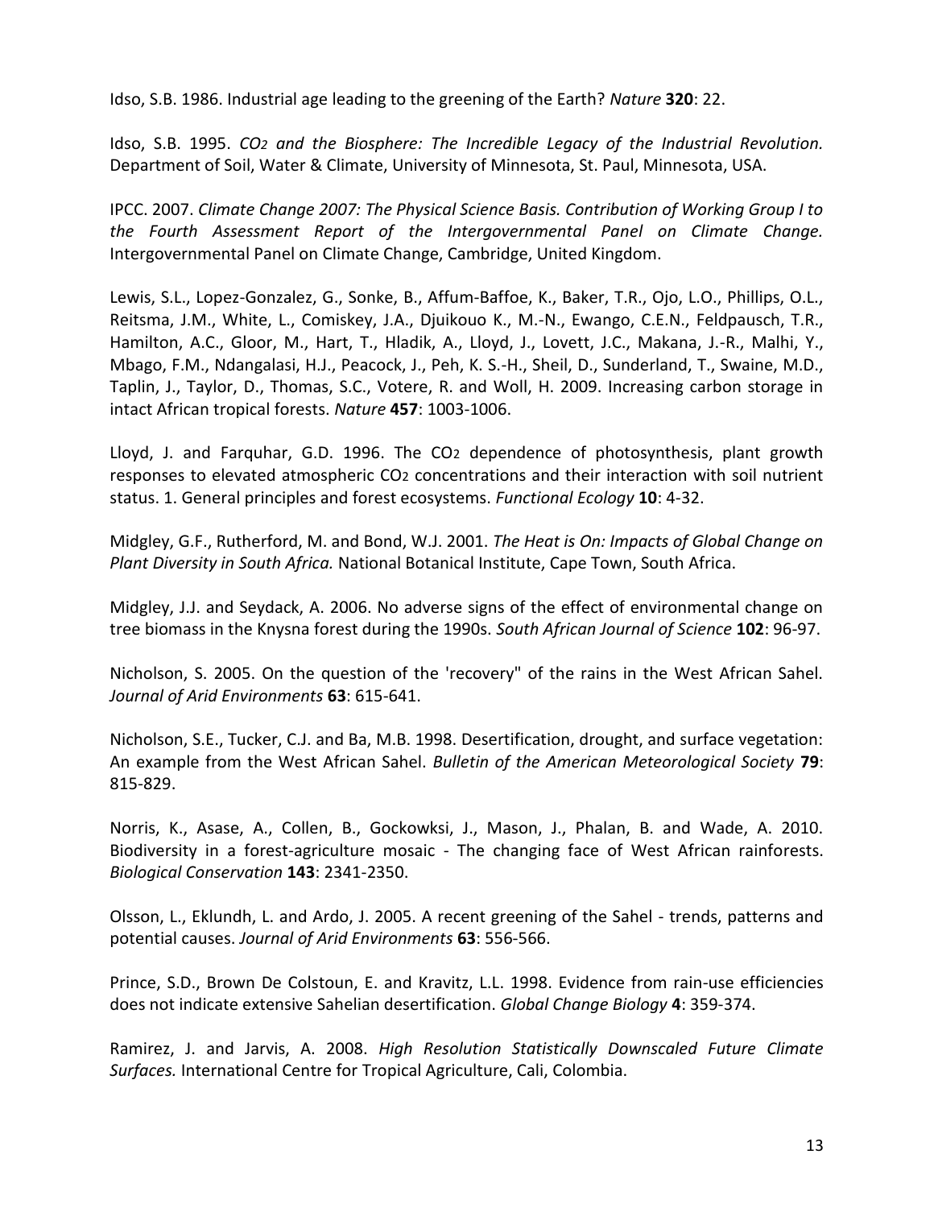Idso, S.B. 1986. Industrial age leading to the greening of the Earth? *Nature* **320**: 22.

Idso, S.B. 1995. *$CO_2$ and the Biosphere: The Incredible Legacy of the Industrial Revolution.* Department of Soil, Water & Climate, University of Minnesota, St. Paul, Minnesota, USA.

IPCC. 2007. *Climate Change 2007: The Physical Science Basis. Contribution of Working Group I to the Fourth Assessment Report of the Intergovernmental Panel on Climate Change.* Intergovernmental Panel on Climate Change, Cambridge, United Kingdom.

Lewis, S.L., Lopez-Gonzalez, G., Sonke, B., Affum-Baffoe, K., Baker, T.R., Ojo, L.O., Phillips, O.L., Reitsma, J.M., White, L., Comiskey, J.A., Djuikouo K., M.-N., Ewango, C.E.N., Feldpausch, T.R., Hamilton, A.C., Gloor, M., Hart, T., Hladik, A., Lloyd, J., Lovett, J.C., Makana, J.-R., Malhi, Y., Mbago, F.M., Ndangalasi, H.J., Peacock, J., Peh, K. S.-H., Sheil, D., Sunderland, T., Swaine, M.D., Taplin, J., Taylor, D., Thomas, S.C., Votere, R. and Woll, H. 2009. Increasing carbon storage in intact African tropical forests. *Nature* **457**: 1003-1006.

Lloyd, J. and Farquhar, G.D. 1996. The $CO_2$ dependence of photosynthesis, plant growth responses to elevated atmospheric $CO_2$ concentrations and their interaction with soil nutrient status. 1. General principles and forest ecosystems. *Functional Ecology* **10**: 4-32.

Midgley, G.F., Rutherford, M. and Bond, W.J. 2001. *The Heat is On: Impacts of Global Change on Plant Diversity in South Africa.* National Botanical Institute, Cape Town, South Africa.

Midgley, J.J. and Seydack, A. 2006. No adverse signs of the effect of environmental change on tree biomass in the Knysna forest during the 1990s. *South African Journal of Science* **102**: 96-97.

Nicholson, S. 2005. On the question of the 'recovery" of the rains in the West African Sahel. *Journal of Arid Environments* **63**: 615-641.

Nicholson, S.E., Tucker, C.J. and Ba, M.B. 1998. Desertification, drought, and surface vegetation: An example from the West African Sahel. *Bulletin of the American Meteorological Society* **79**: 815-829.

Norris, K., Asase, A., Collen, B., Gockowksi, J., Mason, J., Phalan, B. and Wade, A. 2010. Biodiversity in a forest-agriculture mosaic - The changing face of West African rainforests. *Biological Conservation* **143**: 2341-2350.

Olsson, L., Eklundh, L. and Ardo, J. 2005. A recent greening of the Sahel - trends, patterns and potential causes. *Journal of Arid Environments* **63**: 556-566.

Prince, S.D., Brown De Colstoun, E. and Kravitz, L.L. 1998. Evidence from rain-use efficiencies does not indicate extensive Sahelian desertification. *Global Change Biology* **4**: 359-374.

Ramirez, J. and Jarvis, A. 2008. *High Resolution Statistically Downscaled Future Climate Surfaces.* International Centre for Tropical Agriculture, Cali, Colombia.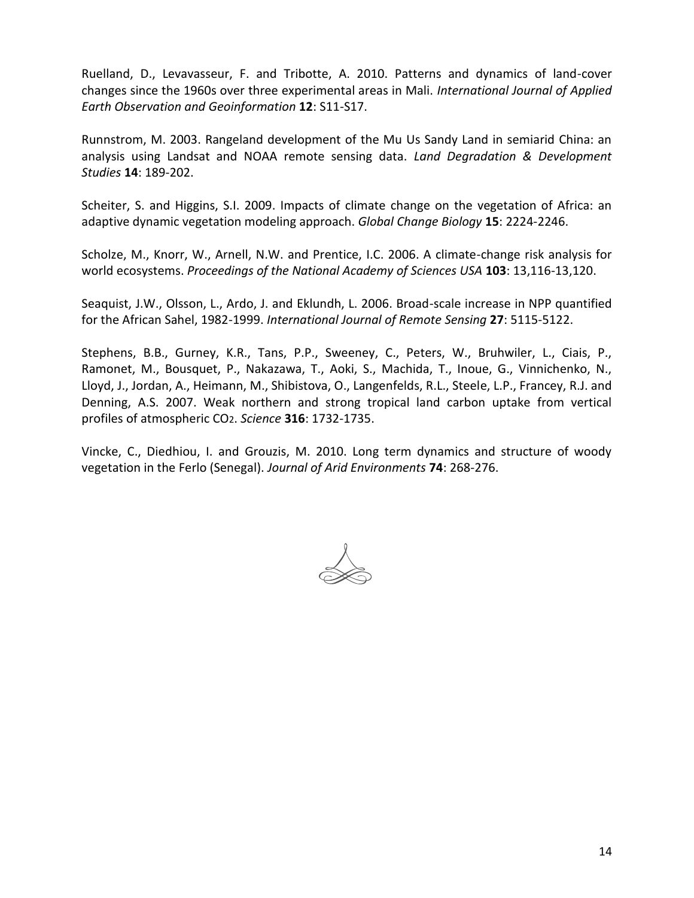Ruelland, D., Levavasseur, F. and Tribotte, A. 2010. Patterns and dynamics of land-cover changes since the 1960s over three experimental areas in Mali. *International Journal of Applied Earth Observation and Geoinformation* **12**: S11-S17.

Runnstrom, M. 2003. Rangeland development of the Mu Us Sandy Land in semiarid China: an analysis using Landsat and NOAA remote sensing data. *Land Degradation & Development Studies* **14**: 189-202.

Scheiter, S. and Higgins, S.I. 2009. Impacts of climate change on the vegetation of Africa: an adaptive dynamic vegetation modeling approach. *Global Change Biology* **15**: 2224-2246.

Scholze, M., Knorr, W., Arnell, N.W. and Prentice, I.C. 2006. A climate-change risk analysis for world ecosystems. *Proceedings of the National Academy of Sciences USA* **103**: 13,116-13,120.

Seaquist, J.W., Olsson, L., Ardo, J. and Eklundh, L. 2006. Broad-scale increase in NPP quantified for the African Sahel, 1982-1999. *International Journal of Remote Sensing* **27**: 5115-5122.

Stephens, B.B., Gurney, K.R., Tans, P.P., Sweeney, C., Peters, W., Bruhwiler, L., Ciais, P., Ramonet, M., Bousquet, P., Nakazawa, T., Aoki, S., Machida, T., Inoue, G., Vinnichenko, N., Lloyd, J., Jordan, A., Heimann, M., Shibistova, O., Langenfelds, R.L., Steele, L.P., Francey, R.J. and Denning, A.S. 2007. Weak northern and strong tropical land carbon uptake from vertical profiles of atmospheric $CO_2$. *Science* **316**: 1732-1735.

Vincke, C., Diedhiou, I. and Grouzis, M. 2010. Long term dynamics and structure of woody vegetation in the Ferlo (Senegal). *Journal of Arid Environments* **74**: 268-276.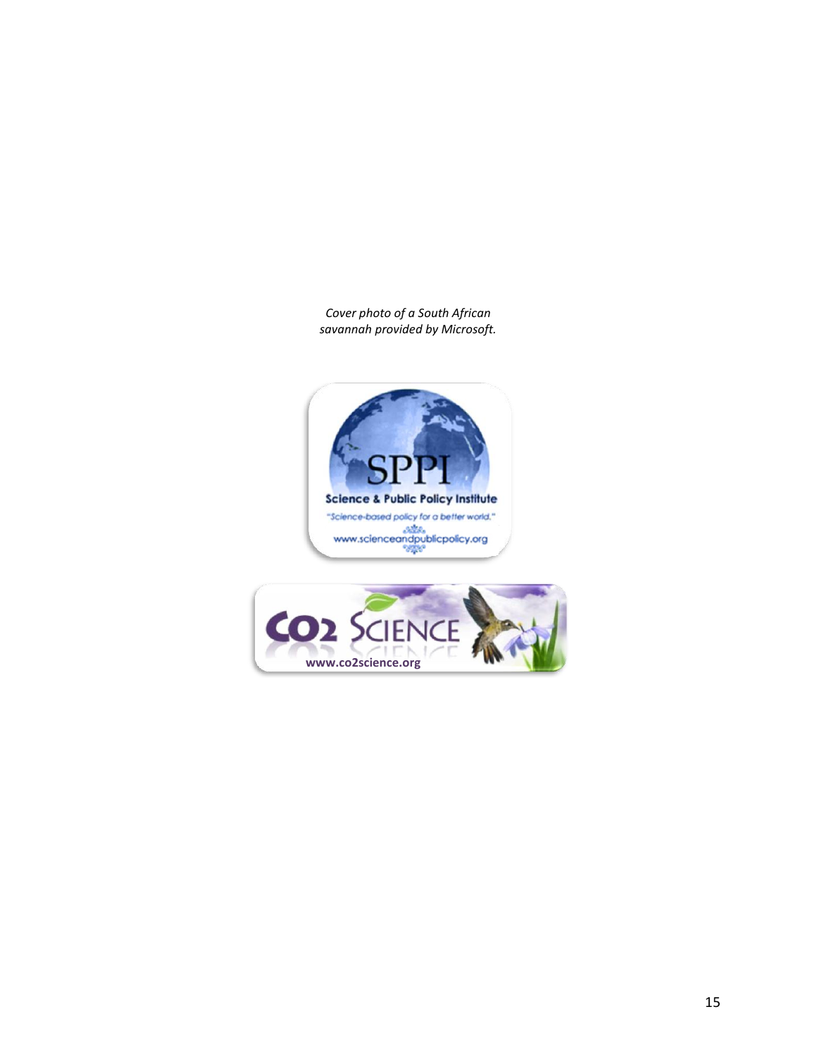*Cover photo of a South African savannah provided by Microsoft.*

SPPI

Science & Public Policy Institute

"Science-based policy for a better world."

www.scienceandpublicpolicy.org

CO2 SCIENCE

www.co2science.org